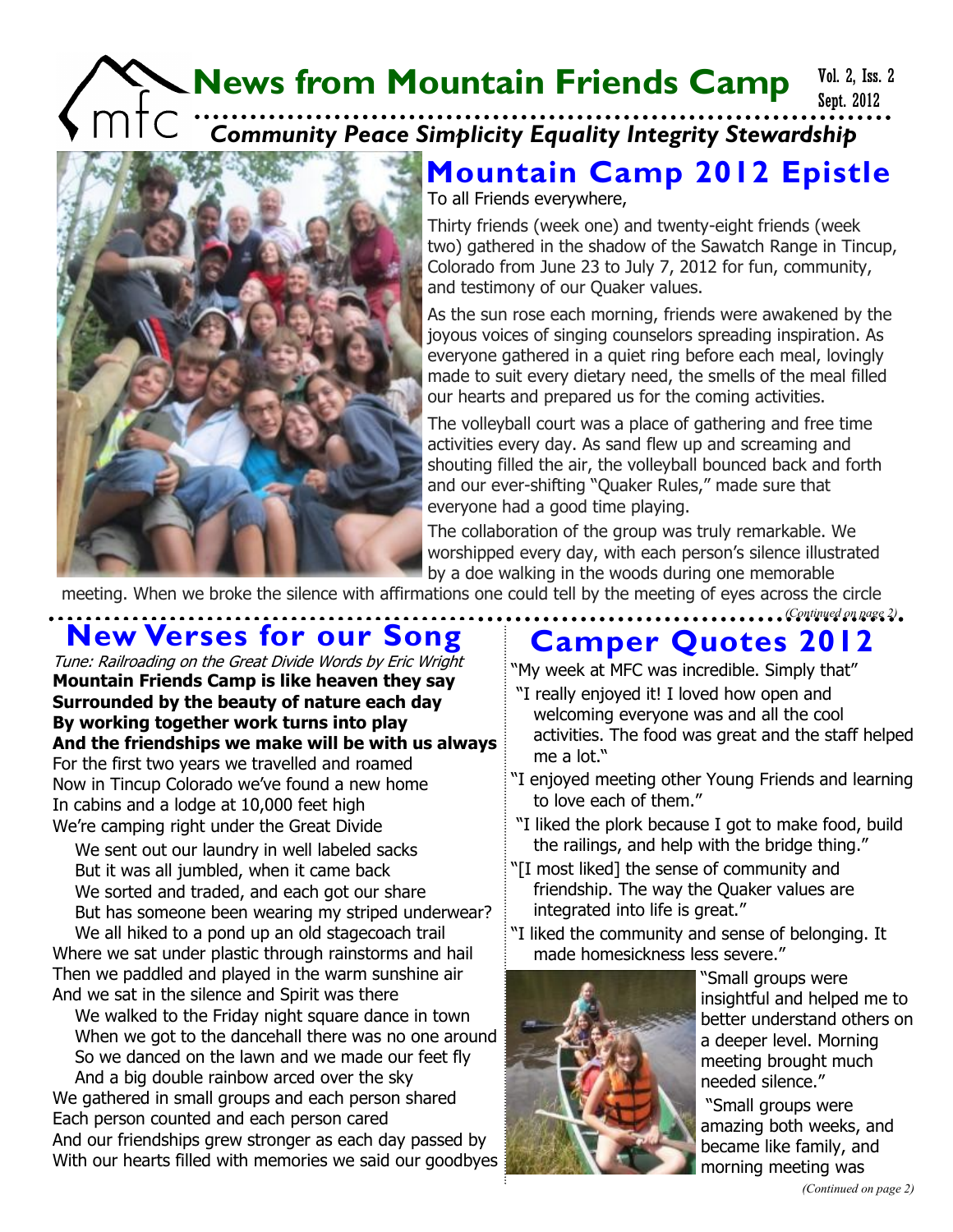# News from Mountain Friends Camp

*Community Peace Simplicity Equality Integrity Stewardship*

## Mountain Camp 2012 Epistle

To all Friends everywhere,

Thirty friends (week one) and twenty-eight friends (week two) gathered in the shadow of the Sawatch Range in Tincup, Colorado from June 23 to July 7, 2012 for fun, community, and testimony of our Quaker values.

As the sun rose each morning, friends were awakened by the joyous voices of singing counselors spreading inspiration. As everyone gathered in a quiet ring before each meal, lovingly made to suit every dietary need, the smells of the meal filled our hearts and prepared us for the coming activities.

The volleyball court was a place of gathering and free time activities every day. As sand flew up and screaming and shouting filled the air, the volleyball bounced back and forth and our ever-shifting "Quaker Rules," made sure that everyone had a good time playing.

The collaboration of the group was truly remarkable. We worshipped every day, with each person's silence illustrated by a doe walking in the woods during one memorable meeting. When we broke the silence with affirmations one could tell by the meeting of eyes across the circle

*(Continued on page 2)*

## New Verses for our Song

*Tune: Railroading on the Great Divide Words by Eric Wright*

**Mountain Friends Camp is like heaven they say**
**Surrounded by the beauty of nature each day**
**By working together work turns into play**
**And the friendships we make will be with us always**

For the first two years we travelled and roamed
Now in Tincup Colorado we've found a new home
In cabins and a lodge at 10,000 feet high
We're camping right under the Great Divide

We sent out our laundry in well labeled sacks
But it was all jumbled, when it came back
We sorted and traded, and each got our share
But has someone been wearing my striped underwear?

We all hiked to a pond up an old stagecoach trail
Where we sat under plastic through rainstorms and hail
Then we paddled and played in the warm sunshine air
And we sat in the silence and Spirit was there

We walked to the Friday night square dance in town
When we got to the dancehall there was no one around
So we danced on the lawn and we made our feet fly
And a big double rainbow arced over the sky

We gathered in small groups and each person shared
Each person counted and each person cared
And our friendships grew stronger as each day passed by
With our hearts filled with memories we said our goodbyes

## Camper Quotes 2012

"My week at MFC was incredible. Simply that"

"I really enjoyed it! I loved how open and welcoming everyone was and all the cool activities. The food was great and the staff helped me a lot."

"I enjoyed meeting other Young Friends and learning to love each of them."

"I liked the plork because I got to make food, build the railings, and help with the bridge thing."

"[I most liked] the sense of community and friendship. The way the Quaker values are integrated into life is great."

"I liked the community and sense of belonging. It made homesickness less severe."

"Small groups were insightful and helped me to better understand others on a deeper level. Morning meeting brought much needed silence."

"Small groups were amazing both weeks, and became like family, and morning meeting was

*(Continued on page 2)*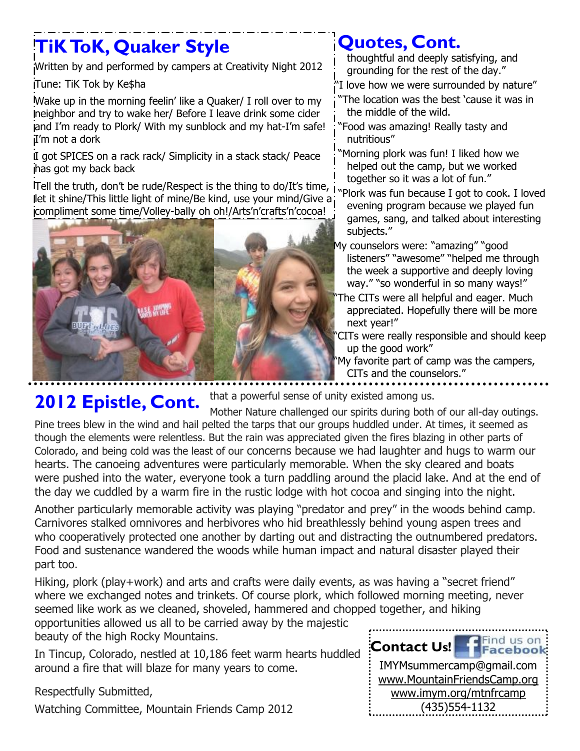## TiK ToK, Quaker Style

Written by and performed by campers at Creativity Night 2012

Tune: TiK Tok by Ke$ha

Wake up in the morning feelin' like a Quaker/ I roll over to my neighbor and try to wake her/ Before I leave drink some cider and I'm ready to Plork/ With my sunblock and my hat-I'm safe! I'm not a dork

I got SPICES on a rack rack/ Simplicity in a stack stack/ Peace has got my back back

Tell the truth, don't be rude/Respect is the thing to do/It's time, let it shine/This little light of mine/Be kind, use your mind/Give a compliment some time/Volley-bally oh oh!/Arts'n'crafts'n'cocoa!

## Quotes, Cont.

thoughtful and deeply satisfying, and grounding for the rest of the day."

"I love how we were surrounded by nature"

"The location was the best 'cause it was in the middle of the wild.

"Food was amazing! Really tasty and nutritious"

"Morning plork was fun! I liked how we helped out the camp, but we worked together so it was a lot of fun."

"Plork was fun because I got to cook. I loved evening program because we played fun games, sang, and talked about interesting subjects."

My counselors were: "amazing" "good listeners" "awesome" "helped me through the week a supportive and deeply loving way." "so wonderful in so many ways!"

"The CITs were all helpful and eager. Much appreciated. Hopefully there will be more next year!"

"CITs were really responsible and should keep up the good work"

"My favorite part of camp was the campers, CITs and the counselors."

## 2012 Epistle, Cont.

that a powerful sense of unity existed among us.

Mother Nature challenged our spirits during both of our all-day outings. Pine trees blew in the wind and hail pelted the tarps that our groups huddled under. At times, it seemed as though the elements were relentless. But the rain was appreciated given the fires blazing in other parts of Colorado, and being cold was the least of our concerns because we had laughter and hugs to warm our hearts. The canoeing adventures were particularly memorable. When the sky cleared and boats were pushed into the water, everyone took a turn paddling around the placid lake. And at the end of the day we cuddled by a warm fire in the rustic lodge with hot cocoa and singing into the night.

Another particularly memorable activity was playing "predator and prey" in the woods behind camp. Carnivores stalked omnivores and herbivores who hid breathlessly behind young aspen trees and who cooperatively protected one another by darting out and distracting the outnumbered predators. Food and sustenance wandered the woods while human impact and natural disaster played their part too.

Hiking, plork (play+work) and arts and crafts were daily events, as was having a "secret friend" where we exchanged notes and trinkets. Of course plork, which followed morning meeting, never seemed like work as we cleaned, shoveled, hammered and chopped together, and hiking opportunities allowed us all to be carried away by the majestic beauty of the high Rocky Mountains.

In Tincup, Colorado, nestled at 10,186 feet warm hearts huddled around a fire that will blaze for many years to come.

Respectfully Submitted,

Watching Committee, Mountain Friends Camp 2012

**Contact Us!** Find us on Facebook

IMYMsummercamp@gmail.com
www.MountainFriendsCamp.org
www.imym.org/mtnfrcamp
(435)554-1132